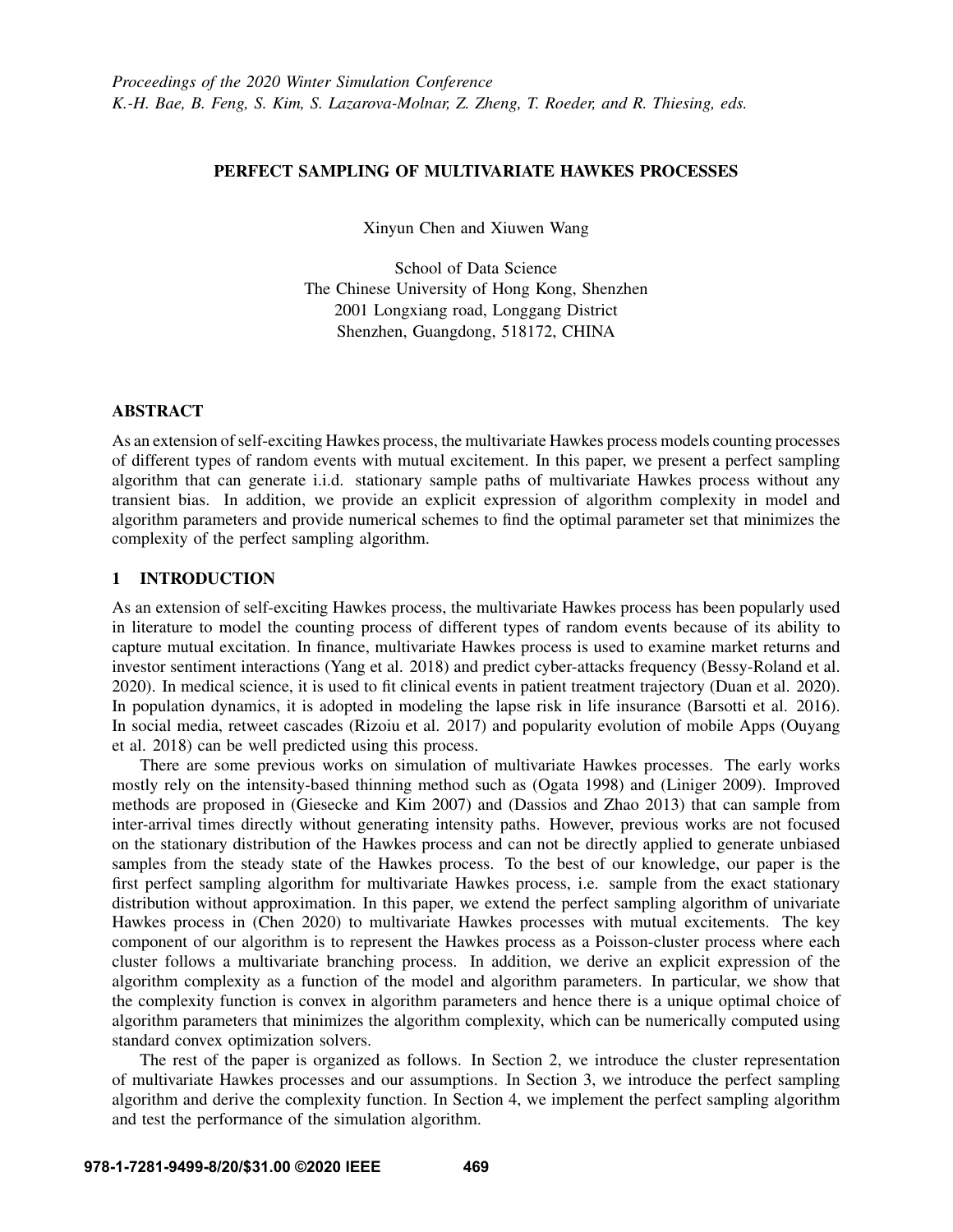*Proceedings of the 2020 Winter Simulation Conference*
*K.-H. Bae, B. Feng, S. Kim, S. Lazarova-Molnar, Z. Zheng, T. Roeder, and R. Thiesing, eds.*

# PERFECT SAMPLING OF MULTIVARIATE HAWKES PROCESSES

Xinyun Chen and Xiuwen Wang

School of Data Science
The Chinese University of Hong Kong, Shenzhen
2001 Longxiang road, Longgang District
Shenzhen, Guangdong, 518172, CHINA

## ABSTRACT

As an extension of self-exciting Hawkes process, the multivariate Hawkes process models counting processes of different types of random events with mutual excitement. In this paper, we present a perfect sampling algorithm that can generate i.i.d. stationary sample paths of multivariate Hawkes process without any transient bias. In addition, we provide an explicit expression of algorithm complexity in model and algorithm parameters and provide numerical schemes to find the optimal parameter set that minimizes the complexity of the perfect sampling algorithm.

## 1 INTRODUCTION

As an extension of self-exciting Hawkes process, the multivariate Hawkes process has been popularly used in literature to model the counting process of different types of random events because of its ability to capture mutual excitation. In finance, multivariate Hawkes process is used to examine market returns and investor sentiment interactions (Yang et al. 2018) and predict cyber-attacks frequency (Bessy-Roland et al. 2020). In medical science, it is used to fit clinical events in patient treatment trajectory (Duan et al. 2020). In population dynamics, it is adopted in modeling the lapse risk in life insurance (Barsotti et al. 2016). In social media, retweet cascades (Rizoiu et al. 2017) and popularity evolution of mobile Apps (Ouyang et al. 2018) can be well predicted using this process.

There are some previous works on simulation of multivariate Hawkes processes. The early works mostly rely on the intensity-based thinning method such as (Ogata 1998) and (Liniger 2009). Improved methods are proposed in (Giesecke and Kim 2007) and (Dassios and Zhao 2013) that can sample from inter-arrival times directly without generating intensity paths. However, previous works are not focused on the stationary distribution of the Hawkes process and can not be directly applied to generate unbiased samples from the steady state of the Hawkes process. To the best of our knowledge, our paper is the first perfect sampling algorithm for multivariate Hawkes process, i.e. sample from the exact stationary distribution without approximation. In this paper, we extend the perfect sampling algorithm of univariate Hawkes process in (Chen 2020) to multivariate Hawkes processes with mutual excitements. The key component of our algorithm is to represent the Hawkes process as a Poisson-cluster process where each cluster follows a multivariate branching process. In addition, we derive an explicit expression of the algorithm complexity as a function of the model and algorithm parameters. In particular, we show that the complexity function is convex in algorithm parameters and hence there is a unique optimal choice of algorithm parameters that minimizes the algorithm complexity, which can be numerically computed using standard convex optimization solvers.

The rest of the paper is organized as follows. In Section 2, we introduce the cluster representation of multivariate Hawkes processes and our assumptions. In Section 3, we introduce the perfect sampling algorithm and derive the complexity function. In Section 4, we implement the perfect sampling algorithm and test the performance of the simulation algorithm.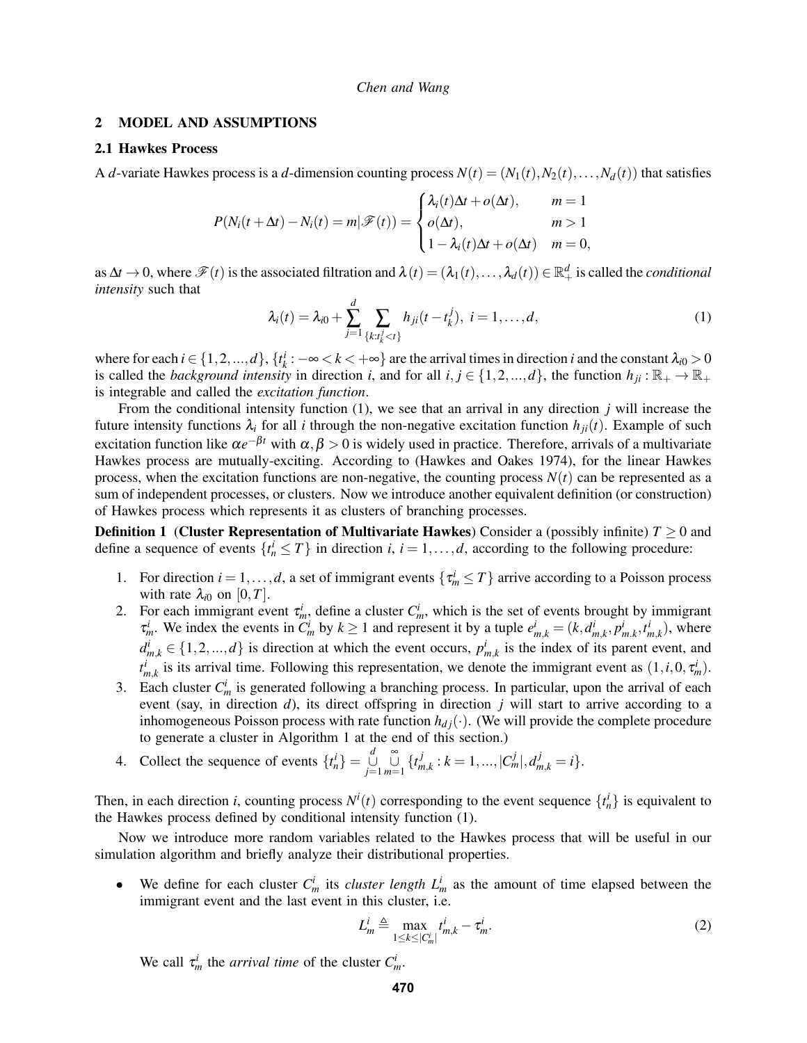## 2 MODEL AND ASSUMPTIONS

### 2.1 Hawkes Process

A $d$-variate Hawkes process is a $d$-dimension counting process $N(t) = (N_1(t), N_2(t), \ldots, N_d(t))$ that satisfies

$$P(N_i(t+\Delta t) - N_i(t) = m | \mathscr{F}(t)) = \begin{cases} \lambda_i(t)\Delta t + o(\Delta t), & m = 1 \\ o(\Delta t), & m > 1 \\ 1 - \lambda_i(t)\Delta t + o(\Delta t) & m = 0, \end{cases}$$

as $\Delta t \to 0$, where $\mathscr{F}(t)$ is the associated filtration and $\lambda(t) = (\lambda_1(t), \ldots, \lambda_d(t)) \in \mathbb{R}_+^d$ is called the *conditional intensity* such that

$$\lambda_i(t) = \lambda_{i0} + \sum_{j=1}^{d} \sum_{\{k: t_k^j < t\}} h_{ji}(t - t_k^j), \ i = 1, \ldots, d, \tag{1}$$

where for each $i \in \{1,2,...,d\}$, $\{t_k^i : -\infty < k < +\infty\}$ are the arrival times in direction $i$ and the constant $\lambda_{i0} > 0$ is called the *background intensity* in direction $i$, and for all $i, j \in \{1,2,...,d\}$, the function $h_{ji} : \mathbb{R}_+ \to \mathbb{R}_+$ is integrable and called the *excitation function*.

From the conditional intensity function (1), we see that an arrival in any direction $j$ will increase the future intensity functions $\lambda_i$ for all $i$ through the non-negative excitation function $h_{ji}(t)$. Example of such excitation function like $\alpha e^{-\beta t}$ with $\alpha, \beta > 0$ is widely used in practice. Therefore, arrivals of a multivariate Hawkes process are mutually-exciting. According to (Hawkes and Oakes 1974), for the linear Hawkes process, when the excitation functions are non-negative, the counting process $N(t)$ can be represented as a sum of independent processes, or clusters. Now we introduce another equivalent definition (or construction) of Hawkes process which represents it as clusters of branching processes.

**Definition 1** **(Cluster Representation of Multivariate Hawkes)** Consider a (possibly infinite) $T \geq 0$ and define a sequence of events $\{t_n^i \leq T\}$ in direction $i$, $i = 1, \ldots, d$, according to the following procedure:

1. For direction $i = 1, \ldots, d$, a set of immigrant events $\{\tau_m^i \leq T\}$ arrive according to a Poisson process with rate $\lambda_{i0}$ on $[0, T]$.
2. For each immigrant event $\tau_m^i$, define a cluster $C_m^i$, which is the set of events brought by immigrant $\tau_m^i$. We index the events in $C_m^i$ by $k \geq 1$ and represent it by a tuple $e_{m,k}^i = (k, d_{m,k}^i, p_{m,k}^i, t_{m,k}^i)$, where $d_{m,k}^i \in \{1,2,...,d\}$ is direction at which the event occurs, $p_{m,k}^i$ is the index of its parent event, and $t_{m,k}^i$ is its arrival time. Following this representation, we denote the immigrant event as $(1, i, 0, \tau_m^i)$.
3. Each cluster $C_m^i$ is generated following a branching process. In particular, upon the arrival of each event (say, in direction $d$), its direct offspring in direction $j$ will start to arrive according to a inhomogeneous Poisson process with rate function $h_{dj}(\cdot)$. (We will provide the complete procedure to generate a cluster in Algorithm 1 at the end of this section.)
4. Collect the sequence of events $\{t_n^i\} = \bigcup_{j=1}^{d} \bigcup_{m=1}^{\infty} \{t_{m,k}^j : k = 1, ..., |C_m^j|, d_{m,k}^j = i\}$.

Then, in each direction $i$, counting process $N^i(t)$ corresponding to the event sequence $\{t_n^i\}$ is equivalent to the Hawkes process defined by conditional intensity function (1).

Now we introduce more random variables related to the Hawkes process that will be useful in our simulation algorithm and briefly analyze their distributional properties.

- We define for each cluster $C_m^i$ its *cluster length* $L_m^i$ as the amount of time elapsed between the immigrant event and the last event in this cluster, i.e.

$$L_m^i \triangleq \max_{1 \leq k \leq |C_m^i|} t_{m,k}^i - \tau_m^i. \tag{2}$$

We call $\tau_m^i$ the *arrival time* of the cluster $C_m^i$.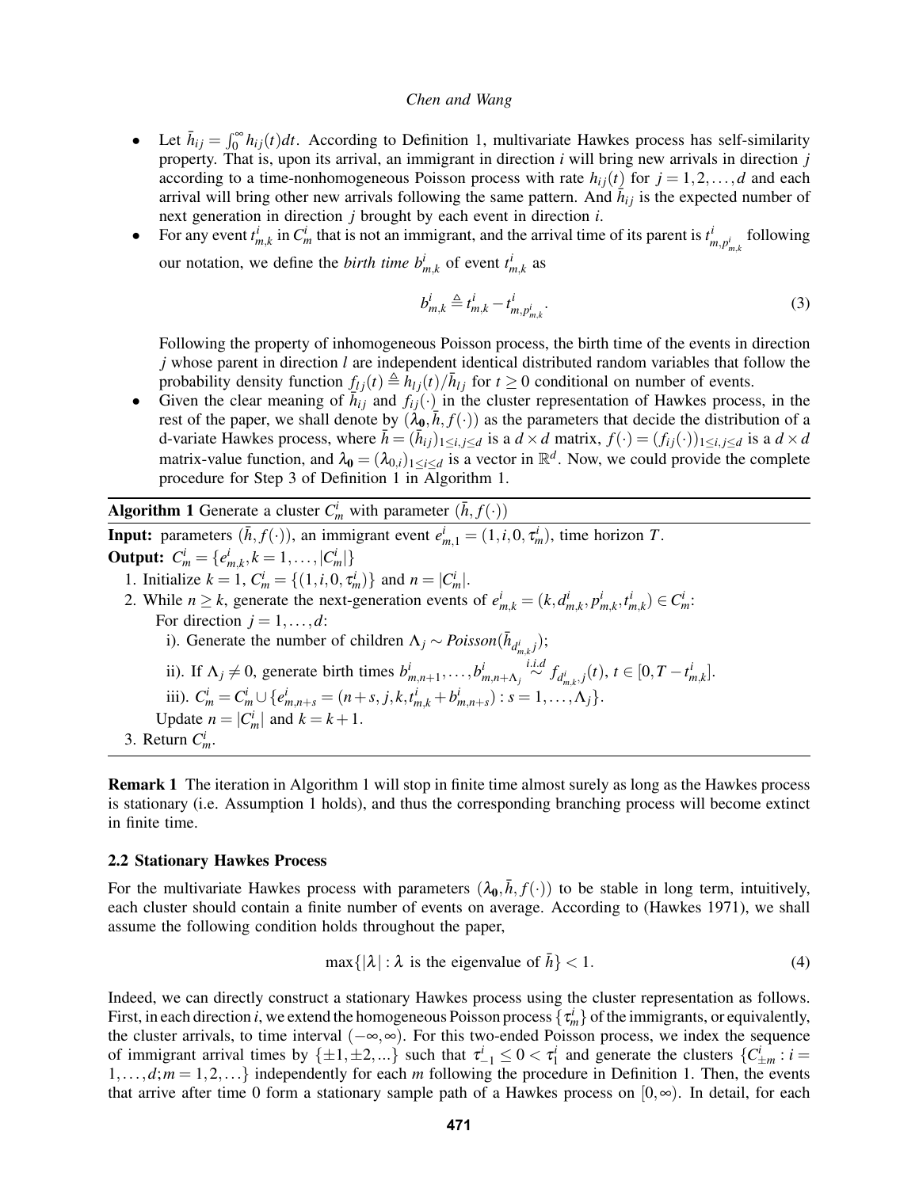- Let $\bar{h}_{ij} = \int_0^\infty h_{ij}(t)dt$. According to Definition 1, multivariate Hawkes process has self-similarity property. That is, upon its arrival, an immigrant in direction $i$ will bring new arrivals in direction $j$ according to a time-nonhomogeneous Poisson process with rate $h_{ij}(t)$ for $j = 1, 2, \ldots, d$ and each arrival will bring other new arrivals following the same pattern. And $\bar{h}_{ij}$ is the expected number of next generation in direction $j$ brought by each event in direction $i$.
- For any event $t^i_{m,k}$ in $C^i_m$ that is not an immigrant, and the arrival time of its parent is $t^i_{m,p^i_{m,k}}$ following our notation, we define the *birth time* $b^i_{m,k}$ of event $t^i_{m,k}$ as

$$b^i_{m,k} \triangleq t^i_{m,k} - t^i_{m,p^i_{m,k}}. \tag{3}$$

  Following the property of inhomogeneous Poisson process, the birth time of the events in direction $j$ whose parent in direction $l$ are independent identical distributed random variables that follow the probability density function $f_{lj}(t) \triangleq h_{lj}(t)/\bar{h}_{lj}$ for $t \geq 0$ conditional on number of events.
- Given the clear meaning of $\bar{h}_{ij}$ and $f_{ij}(\cdot)$ in the cluster representation of Hawkes process, in the rest of the paper, we shall denote by $(\boldsymbol{\lambda_0}, \bar{h}, f(\cdot))$ as the parameters that decide the distribution of a d-variate Hawkes process, where $\bar{h} = (\bar{h}_{ij})_{1\leq i,j\leq d}$ is a $d \times d$ matrix, $f(\cdot) = (f_{ij}(\cdot))_{1\leq i,j\leq d}$ is a $d \times d$ matrix-value function, and $\boldsymbol{\lambda_0} = (\lambda_{0,i})_{1\leq i\leq d}$ is a vector in $\mathbb{R}^d$. Now, we could provide the complete procedure for Step 3 of Definition 1 in Algorithm 1.

---

**Algorithm 1** Generate a cluster $C^i_m$ with parameter $(\bar{h}, f(\cdot))$

---

**Input:** parameters $(\bar{h}, f(\cdot))$, an immigrant event $e^i_{m,1} = (1, i, 0, \tau^i_m)$, time horizon $T$.

**Output:** $C^i_m = \{e^i_{m,k}, k = 1, \ldots, |C^i_m|\}$

1. Initialize $k = 1$, $C^i_m = \{(1, i, 0, \tau^i_m)\}$ and $n = |C^i_m|$.
2. While $n \geq k$, generate the next-generation events of $e^i_{m,k} = (k, d^i_{m,k}, p^i_{m,k}, t^i_{m,k}) \in C^i_m$:
   For direction $j = 1, \ldots, d$:
   i). Generate the number of children $\Lambda_j \sim \textit{Poisson}(\bar{h}_{d^i_{m,k}j})$;
   ii). If $\Lambda_j \neq 0$, generate birth times $b^i_{m,n+1}, \ldots, b^i_{m,n+\Lambda_j} \overset{i.i.d}{\sim} f_{d^i_{m,k},j}(t)$, $t \in [0, T - t^i_{m,k}]$.
   iii). $C^i_m = C^i_m \cup \{e^i_{m,n+s} = (n+s, j, k, t^i_{m,k} + b^i_{m,n+s}) : s = 1, \ldots, \Lambda_j\}$.
   Update $n = |C^i_m|$ and $k = k + 1$.
3. Return $C^i_m$.

---

**Remark 1** The iteration in Algorithm 1 will stop in finite time almost surely as long as the Hawkes process is stationary (i.e. Assumption 1 holds), and thus the corresponding branching process will become extinct in finite time.

### 2.2 Stationary Hawkes Process

For the multivariate Hawkes process with parameters $(\boldsymbol{\lambda_0}, \bar{h}, f(\cdot))$ to be stable in long term, intuitively, each cluster should contain a finite number of events on average. According to (Hawkes 1971), we shall assume the following condition holds throughout the paper,

$$\max\{|\lambda| : \lambda \text{ is the eigenvalue of } \bar{h}\} < 1. \tag{4}$$

Indeed, we can directly construct a stationary Hawkes process using the cluster representation as follows. First, in each direction $i$, we extend the homogeneous Poisson process $\{\tau^i_m\}$ of the immigrants, or equivalently, the cluster arrivals, to time interval $(-\infty, \infty)$. For this two-ended Poisson process, we index the sequence of immigrant arrival times by $\{\pm 1, \pm 2, \ldots\}$ such that $\tau^i_{-1} \leq 0 < \tau^i_1$ and generate the clusters $\{C^i_{\pm m} : i = 1, \ldots, d; m = 1, 2, \ldots\}$ independently for each $m$ following the procedure in Definition 1. Then, the events that arrive after time 0 form a stationary sample path of a Hawkes process on $[0, \infty)$. In detail, for each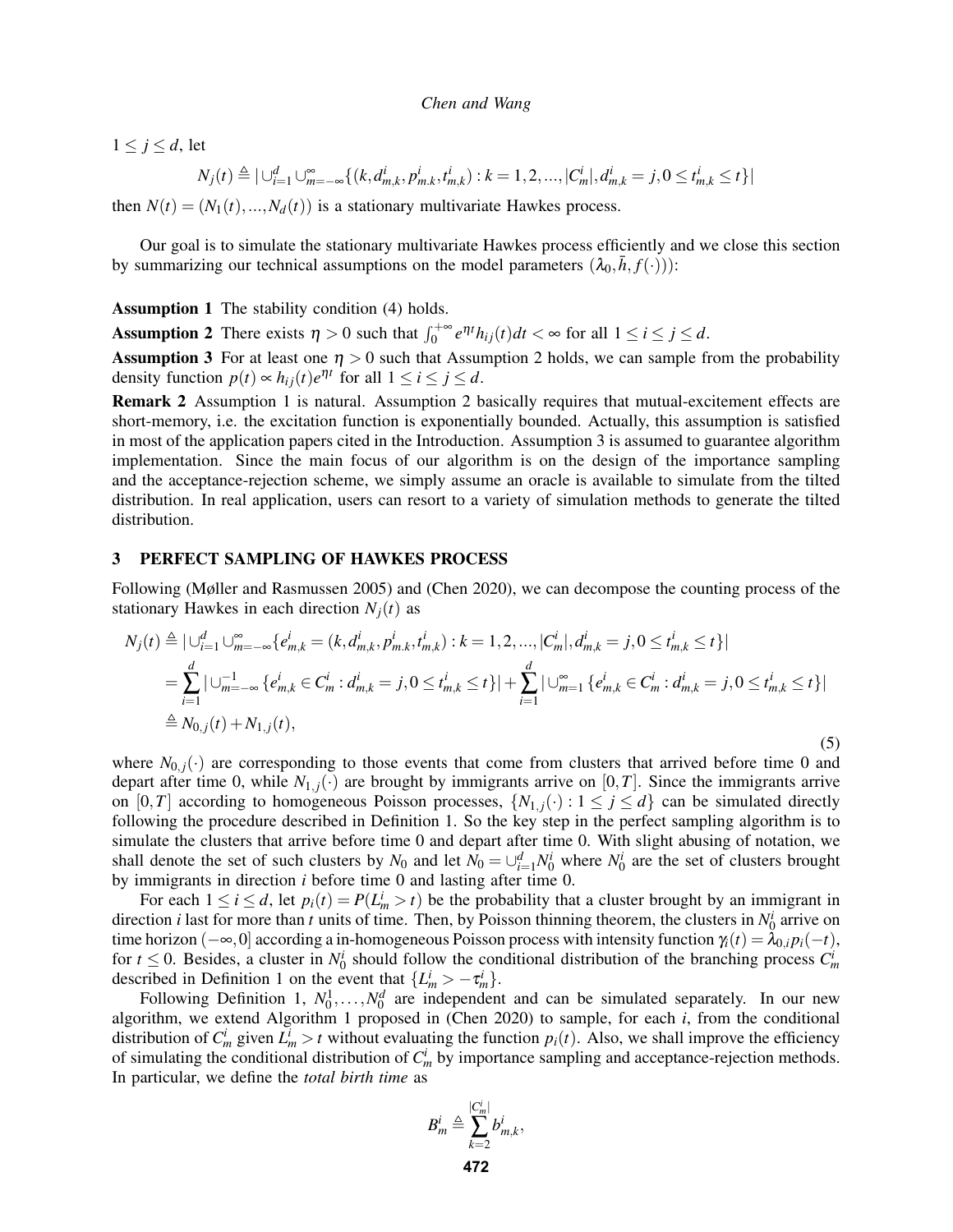$1 \le j \le d$, let

$$N_j(t) \triangleq |\cup_{i=1}^{d} \cup_{m=-\infty}^{\infty} \{(k, d_{m,k}^i, p_{m,k}^i, t_{m,k}^i) : k = 1, 2, ..., |C_m^i|, d_{m,k}^i = j, 0 \le t_{m,k}^i \le t\}|$$

then $N(t) = (N_1(t), ..., N_d(t))$ is a stationary multivariate Hawkes process.

Our goal is to simulate the stationary multivariate Hawkes process efficiently and we close this section by summarizing our technical assumptions on the model parameters $(\lambda_0, \bar{h}, f(\cdot)))$:

**Assumption 1** The stability condition (4) holds.

**Assumption 2** There exists $\eta > 0$ such that $\int_0^{+\infty} e^{\eta t} h_{ij}(t) dt < \infty$ for all $1 \le i \le j \le d$.

**Assumption 3** For at least one $\eta > 0$ such that Assumption 2 holds, we can sample from the probability density function $p(t) \propto h_{ij}(t) e^{\eta t}$ for all $1 \le i \le j \le d$.

**Remark 2** Assumption 1 is natural. Assumption 2 basically requires that mutual-excitement effects are short-memory, i.e. the excitation function is exponentially bounded. Actually, this assumption is satisfied in most of the application papers cited in the Introduction. Assumption 3 is assumed to guarantee algorithm implementation. Since the main focus of our algorithm is on the design of the importance sampling and the acceptance-rejection scheme, we simply assume an oracle is available to simulate from the tilted distribution. In real application, users can resort to a variety of simulation methods to generate the tilted distribution.

## 3 PERFECT SAMPLING OF HAWKES PROCESS

Following (Møller and Rasmussen 2005) and (Chen 2020), we can decompose the counting process of the stationary Hawkes in each direction $N_j(t)$ as

$$\begin{aligned}
N_j(t) &\triangleq |\cup_{i=1}^{d} \cup_{m=-\infty}^{\infty} \{e_{m,k}^i = (k, d_{m,k}^i, p_{m,k}^i, t_{m,k}^i) : k = 1, 2, ..., |C_m^i|, d_{m,k}^i = j, 0 \le t_{m,k}^i \le t\}| \\
&= \sum_{i=1}^{d} |\cup_{m=-\infty}^{-1} \{e_{m,k}^i \in C_m^i : d_{m,k}^i = j, 0 \le t_{m,k}^i \le t\}| + \sum_{i=1}^{d} |\cup_{m=1}^{\infty} \{e_{m,k}^i \in C_m^i : d_{m,k}^i = j, 0 \le t_{m,k}^i \le t\}| \\
&\triangleq N_{0,j}(t) + N_{1,j}(t),
\end{aligned} \tag{5}$$

where $N_{0,j}(\cdot)$ are corresponding to those events that come from clusters that arrived before time 0 and depart after time 0, while $N_{1,j}(\cdot)$ are brought by immigrants arrive on $[0, T]$. Since the immigrants arrive on $[0, T]$ according to homogeneous Poisson processes, $\{N_{1,j}(\cdot) : 1 \le j \le d\}$ can be simulated directly following the procedure described in Definition 1. So the key step in the perfect sampling algorithm is to simulate the clusters that arrive before time 0 and depart after time 0. With slight abusing of notation, we shall denote the set of such clusters by $N_0$ and let $N_0 = \cup_{i=1}^{d} N_0^i$ where $N_0^i$ are the set of clusters brought by immigrants in direction $i$ before time 0 and lasting after time 0.

For each $1 \le i \le d$, let $p_i(t) = P(L_m^i > t)$ be the probability that a cluster brought by an immigrant in direction $i$ last for more than $t$ units of time. Then, by Poisson thinning theorem, the clusters in $N_0^i$ arrive on time horizon $(-\infty, 0]$ according a in-homogeneous Poisson process with intensity function $\gamma_i(t) = \lambda_{0,i} p_i(-t)$, for $t \le 0$. Besides, a cluster in $N_0^i$ should follow the conditional distribution of the branching process $C_m^i$ described in Definition 1 on the event that $\{L_m^i > -\tau_m^i\}$.

Following Definition 1, $N_0^1, \ldots, N_0^d$ are independent and can be simulated separately. In our new algorithm, we extend Algorithm 1 proposed in (Chen 2020) to sample, for each $i$, from the conditional distribution of $C_m^i$ given $L_m^i > t$ without evaluating the function $p_i(t)$. Also, we shall improve the efficiency of simulating the conditional distribution of $C_m^i$ by importance sampling and acceptance-rejection methods. In particular, we define the *total birth time* as

$$B_m^i \triangleq \sum_{k=2}^{|C_m^i|} b_{m,k}^i,$$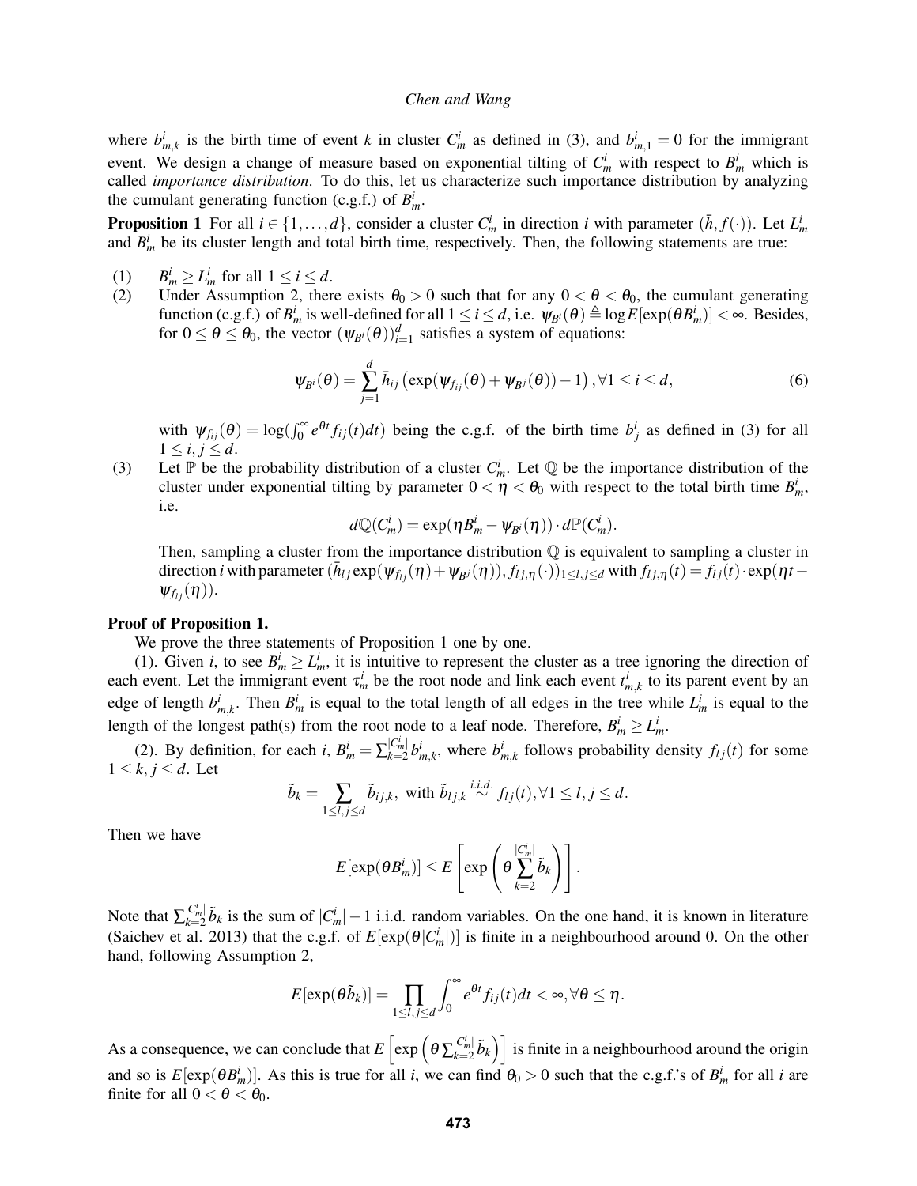where $b^i_{m,k}$ is the birth time of event $k$ in cluster $C^i_m$ as defined in (3), and $b^i_{m,1} = 0$ for the immigrant event. We design a change of measure based on exponential tilting of $C^i_m$ with respect to $B^i_m$ which is called *importance distribution*. To do this, let us characterize such importance distribution by analyzing the cumulant generating function (c.g.f.) of $B^i_m$.

**Proposition 1** For all $i \in \{1,\dots,d\}$, consider a cluster $C^i_m$ in direction $i$ with parameter $(\bar{h}, f(\cdot))$. Let $L^i_m$ and $B^i_m$ be its cluster length and total birth time, respectively. Then, the following statements are true:

(1) $B^i_m \geq L^i_m$ for all $1 \leq i \leq d$.

(2) Under Assumption 2, there exists $\theta_0 > 0$ such that for any $0 < \theta < \theta_0$, the cumulant generating function (c.g.f.) of $B^i_m$ is well-defined for all $1 \leq i \leq d$, i.e. $\psi_{B^i}(\theta) \triangleq \log E[\exp(\theta B^i_m)] < \infty$. Besides, for $0 \leq \theta \leq \theta_0$, the vector $(\psi_{B^i}(\theta))^d_{i=1}$ satisfies a system of equations:

$$\psi_{B^i}(\theta) = \sum_{j=1}^{d} \bar{h}_{ij}\left(\exp(\psi_{f_{ij}}(\theta) + \psi_{B^j}(\theta)) - 1\right), \forall 1 \leq i \leq d, \tag{6}$$

with $\psi_{f_{ij}}(\theta) = \log(\int_0^\infty e^{\theta t} f_{ij}(t)dt)$ being the c.g.f. of the birth time $b^i_j$ as defined in (3) for all $1 \leq i,j \leq d$.

(3) Let $\mathbb{P}$ be the probability distribution of a cluster $C^i_m$. Let $\mathbb{Q}$ be the importance distribution of the cluster under exponential tilting by parameter $0 < \eta < \theta_0$ with respect to the total birth time $B^i_m$, i.e.

$$d\mathbb{Q}(C^i_m) = \exp(\eta B^i_m - \psi_{B^i}(\eta)) \cdot d\mathbb{P}(C^i_m).$$

Then, sampling a cluster from the importance distribution $\mathbb{Q}$ is equivalent to sampling a cluster in direction $i$ with parameter $(\bar{h}_{lj}\exp(\psi_{f_{lj}}(\eta) + \psi_{B^j}(\eta)), f_{lj,\eta}(\cdot))_{1\leq l,j\leq d}$ with $f_{lj,\eta}(t) = f_{lj}(t)\cdot\exp(\eta t - \psi_{f_{lj}}(\eta))$.

**Proof of Proposition 1.**

We prove the three statements of Proposition 1 one by one.

(1). Given $i$, to see $B^i_m \geq L^i_m$, it is intuitive to represent the cluster as a tree ignoring the direction of each event. Let the immigrant event $\tau^i_m$ be the root node and link each event $t^i_{m,k}$ to its parent event by an edge of length $b^i_{m,k}$. Then $B^i_m$ is equal to the total length of all edges in the tree while $L^i_m$ is equal to the length of the longest path(s) from the root node to a leaf node. Therefore, $B^i_m \geq L^i_m$.

(2). By definition, for each $i$, $B^i_m = \sum_{k=2}^{|C^i_m|} b^i_{m,k}$, where $b^i_{m,k}$ follows probability density $f_{lj}(t)$ for some $1 \leq k, j \leq d$. Let

$$\tilde{b}_k = \sum_{1\leq l,j\leq d} \tilde{b}_{ij,k}, \text{ with } \tilde{b}_{lj,k} \overset{i.i.d.}{\sim} f_{lj}(t), \forall 1 \leq l,j \leq d.$$

Then we have

$$E[\exp(\theta B^i_m)] \leq E\left[\exp\left(\theta \sum_{k=2}^{|C^i_m|} \tilde{b}_k\right)\right].$$

Note that $\sum_{k=2}^{|C^i_m|} \tilde{b}_k$ is the sum of $|C^i_m| - 1$ i.i.d. random variables. On the one hand, it is known in literature (Saichev et al. 2013) that the c.g.f. of $E[\exp(\theta |C^i_m|)]$ is finite in a neighbourhood around 0. On the other hand, following Assumption 2,

$$E[\exp(\theta \tilde{b}_k)] = \prod_{1\leq l,j\leq d} \int_0^\infty e^{\theta t} f_{ij}(t)dt < \infty, \forall \theta \leq \eta.$$

As a consequence, we can conclude that $E\left[\exp\left(\theta \sum_{k=2}^{|C^i_m|} \tilde{b}_k\right)\right]$ is finite in a neighbourhood around the origin and so is $E[\exp(\theta B^i_m)]$. As this is true for all $i$, we can find $\theta_0 > 0$ such that the c.g.f.'s of $B^i_m$ for all $i$ are finite for all $0 < \theta < \theta_0$.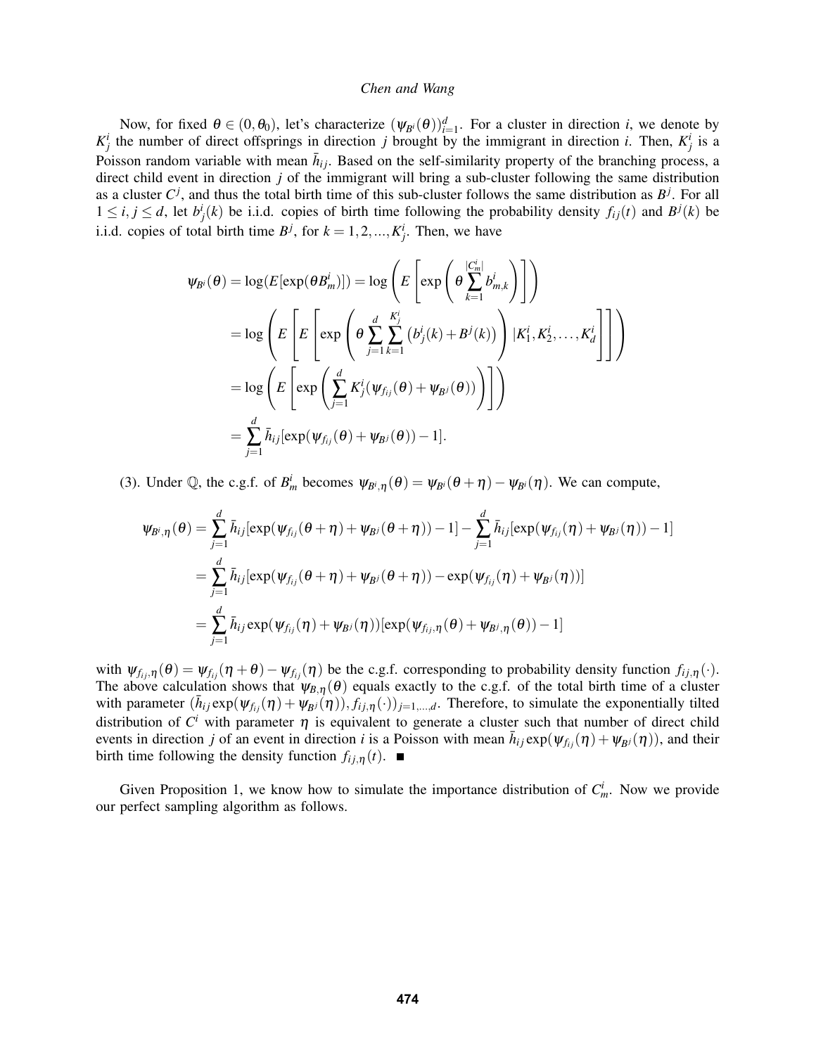Now, for fixed $\theta \in (0, \theta_0)$, let's characterize $(\psi_{B^i}(\theta))_{i=1}^d$. For a cluster in direction $i$, we denote by $K_j^i$ the number of direct offsprings in direction $j$ brought by the immigrant in direction $i$. Then, $K_j^i$ is a Poisson random variable with mean $\bar{h}_{ij}$. Based on the self-similarity property of the branching process, a direct child event in direction $j$ of the immigrant will bring a sub-cluster following the same distribution as a cluster $C^j$, and thus the total birth time of this sub-cluster follows the same distribution as $B^j$. For all $1 \le i, j \le d$, let $b_j^i(k)$ be i.i.d. copies of birth time following the probability density $f_{ij}(t)$ and $B^j(k)$ be i.i.d. copies of total birth time $B^j$, for $k = 1, 2, ..., K_j^i$. Then, we have

$$
\begin{aligned}
\psi_{B^i}(\theta) &= \log(E[\exp(\theta B_m^i)]) = \log\left(E\left[\exp\left(\theta \sum_{k=1}^{|C_m^i|} b_{m,k}^i\right)\right]\right) \\
&= \log\left(E\left[E\left[\exp\left(\theta \sum_{j=1}^{d} \sum_{k=1}^{K_j^i} \left(b_j^i(k) + B^j(k)\right)\right) | K_1^i, K_2^i, \ldots, K_d^i\right]\right]\right) \\
&= \log\left(E\left[\exp\left(\sum_{j=1}^{d} K_j^i(\psi_{f_{ij}}(\theta) + \psi_{B^j}(\theta))\right)\right]\right) \\
&= \sum_{j=1}^{d} \bar{h}_{ij}[\exp(\psi_{f_{ij}}(\theta) + \psi_{B^j}(\theta)) - 1].
\end{aligned}
$$

(3). Under $\mathbb{Q}$, the c.g.f. of $B_m^i$ becomes $\psi_{B^i,\eta}(\theta) = \psi_{B^i}(\theta + \eta) - \psi_{B^i}(\eta)$. We can compute,

$$
\begin{aligned}
\psi_{B^i,\eta}(\theta) &= \sum_{j=1}^{d} \bar{h}_{ij}[\exp(\psi_{f_{ij}}(\theta + \eta) + \psi_{B^j}(\theta + \eta)) - 1] - \sum_{j=1}^{d} \bar{h}_{ij}[\exp(\psi_{f_{ij}}(\eta) + \psi_{B^j}(\eta)) - 1] \\
&= \sum_{j=1}^{d} \bar{h}_{ij}[\exp(\psi_{f_{ij}}(\theta + \eta) + \psi_{B^j}(\theta + \eta)) - \exp(\psi_{f_{ij}}(\eta) + \psi_{B^j}(\eta))] \\
&= \sum_{j=1}^{d} \bar{h}_{ij} \exp(\psi_{f_{ij}}(\eta) + \psi_{B^j}(\eta))[\exp(\psi_{f_{ij},\eta}(\theta) + \psi_{B^j,\eta}(\theta)) - 1]
\end{aligned}
$$

with $\psi_{f_{ij},\eta}(\theta) = \psi_{f_{ij}}(\eta + \theta) - \psi_{f_{ij}}(\eta)$ be the c.g.f. corresponding to probability density function $f_{ij,\eta}(\cdot)$. The above calculation shows that $\psi_{B,\eta}(\theta)$ equals exactly to the c.g.f. of the total birth time of a cluster with parameter $(\bar{h}_{ij} \exp(\psi_{f_{ij}}(\eta) + \psi_{B^j}(\eta)), f_{ij,\eta}(\cdot))_{j=1,\ldots,d}$. Therefore, to simulate the exponentially tilted distribution of $C^i$ with parameter $\eta$ is equivalent to generate a cluster such that number of direct child events in direction $j$ of an event in direction $i$ is a Poisson with mean $\bar{h}_{ij} \exp(\psi_{f_{ij}}(\eta) + \psi_{B^j}(\eta))$, and their birth time following the density function $f_{ij,\eta}(t)$. ■

Given Proposition 1, we know how to simulate the importance distribution of $C_m^i$. Now we provide our perfect sampling algorithm as follows.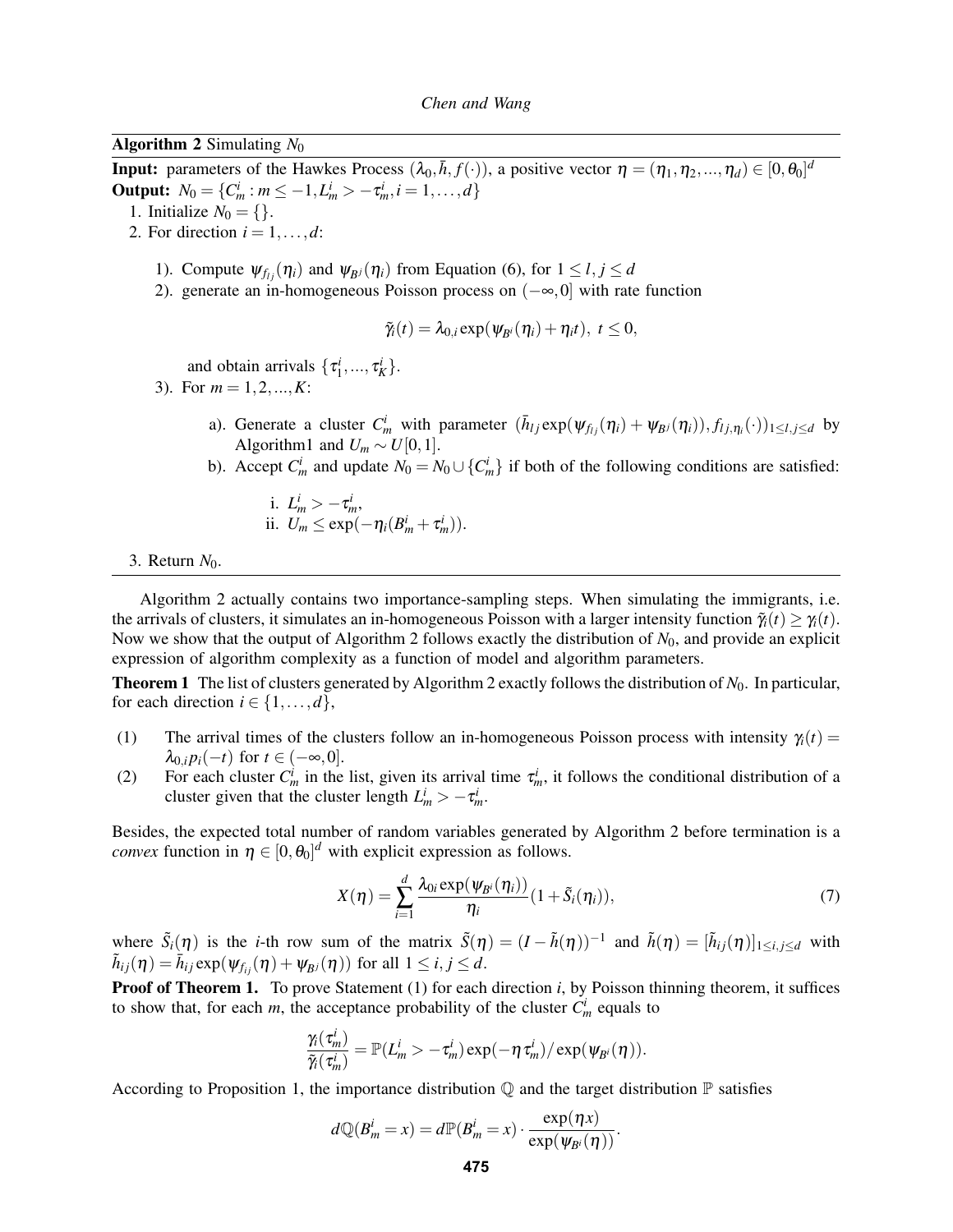**Algorithm 2** Simulating $N_0$

**Input:** parameters of the Hawkes Process $(\lambda_0, \bar{h}, f(\cdot))$, a positive vector $\eta = (\eta_1, \eta_2, ..., \eta_d) \in [0, \theta_0]^d$

**Output:** $N_0 = \{C_m^i : m \leq -1, L_m^i > -\tau_m^i, i = 1, \ldots, d\}$

1. Initialize $N_0 = \{\}$.
2. For direction $i = 1, \ldots, d$:

   1). Compute $\psi_{f_{lj}}(\eta_i)$ and $\psi_{B^j}(\eta_i)$ from Equation (6), for $1 \leq l, j \leq d$

   2). generate an in-homogeneous Poisson process on $(-\infty, 0]$ with rate function

   $$\tilde{\gamma}_i(t) = \lambda_{0,i} \exp(\psi_{B^i}(\eta_i) + \eta_i t), \ t \leq 0,$$

   and obtain arrivals $\{\tau_1^i, ..., \tau_K^i\}$.

   3). For $m = 1, 2, ..., K$:

   a). Generate a cluster $C_m^i$ with parameter $(\bar{h}_{lj} \exp(\psi_{f_{lj}}(\eta_i) + \psi_{B^j}(\eta_i)), f_{lj,\eta_i}(\cdot))_{1 \leq l,j \leq d}$ by Algorithm1 and $U_m \sim U[0,1]$.

   b). Accept $C_m^i$ and update $N_0 = N_0 \cup \{C_m^i\}$ if both of the following conditions are satisfied:

   i. $L_m^i > -\tau_m^i$,

   ii. $U_m \leq \exp(-\eta_i(B_m^i + \tau_m^i))$.

3. Return $N_0$.

Algorithm 2 actually contains two importance-sampling steps. When simulating the immigrants, i.e. the arrivals of clusters, it simulates an in-homogeneous Poisson with a larger intensity function $\tilde{\gamma}_i(t) \geq \gamma_i(t)$. Now we show that the output of Algorithm 2 follows exactly the distribution of $N_0$, and provide an explicit expression of algorithm complexity as a function of model and algorithm parameters.

**Theorem 1** The list of clusters generated by Algorithm 2 exactly follows the distribution of $N_0$. In particular, for each direction $i \in \{1, \ldots, d\}$,

(1) The arrival times of the clusters follow an in-homogeneous Poisson process with intensity $\gamma_i(t) = \lambda_{0,i} p_i(-t)$ for $t \in (-\infty, 0]$.

(2) For each cluster $C_m^i$ in the list, given its arrival time $\tau_m^i$, it follows the conditional distribution of a cluster given that the cluster length $L_m^i > -\tau_m^i$.

Besides, the expected total number of random variables generated by Algorithm 2 before termination is a *convex* function in $\eta \in [0, \theta_0]^d$ with explicit expression as follows.

$$X(\eta) = \sum_{i=1}^{d} \frac{\lambda_{0i} \exp(\psi_{B^i}(\eta_i))}{\eta_i} (1 + \tilde{S}_i(\eta_i)), \tag{7}$$

where $\tilde{S}_i(\eta)$ is the $i$-th row sum of the matrix $\tilde{S}(\eta) = (I - \tilde{h}(\eta))^{-1}$ and $\tilde{h}(\eta) = [\tilde{h}_{ij}(\eta)]_{1 \leq i,j \leq d}$ with $\tilde{h}_{ij}(\eta) = \bar{h}_{ij} \exp(\psi_{f_{ij}}(\eta) + \psi_{B^j}(\eta))$ for all $1 \leq i, j \leq d$.

**Proof of Theorem 1.** To prove Statement (1) for each direction $i$, by Poisson thinning theorem, it suffices to show that, for each $m$, the acceptance probability of the cluster $C_m^i$ equals to

$$\frac{\gamma_i(\tau_m^i)}{\tilde{\gamma}_i(\tau_m^i)} = \mathbb{P}(L_m^i > -\tau_m^i) \exp(-\eta \tau_m^i) / \exp(\psi_{B^i}(\eta)).$$

According to Proposition 1, the importance distribution $\mathbb{Q}$ and the target distribution $\mathbb{P}$ satisfies

$$d\mathbb{Q}(B_m^i = x) = d\mathbb{P}(B_m^i = x) \cdot \frac{\exp(\eta x)}{\exp(\psi_{B^i}(\eta))}.$$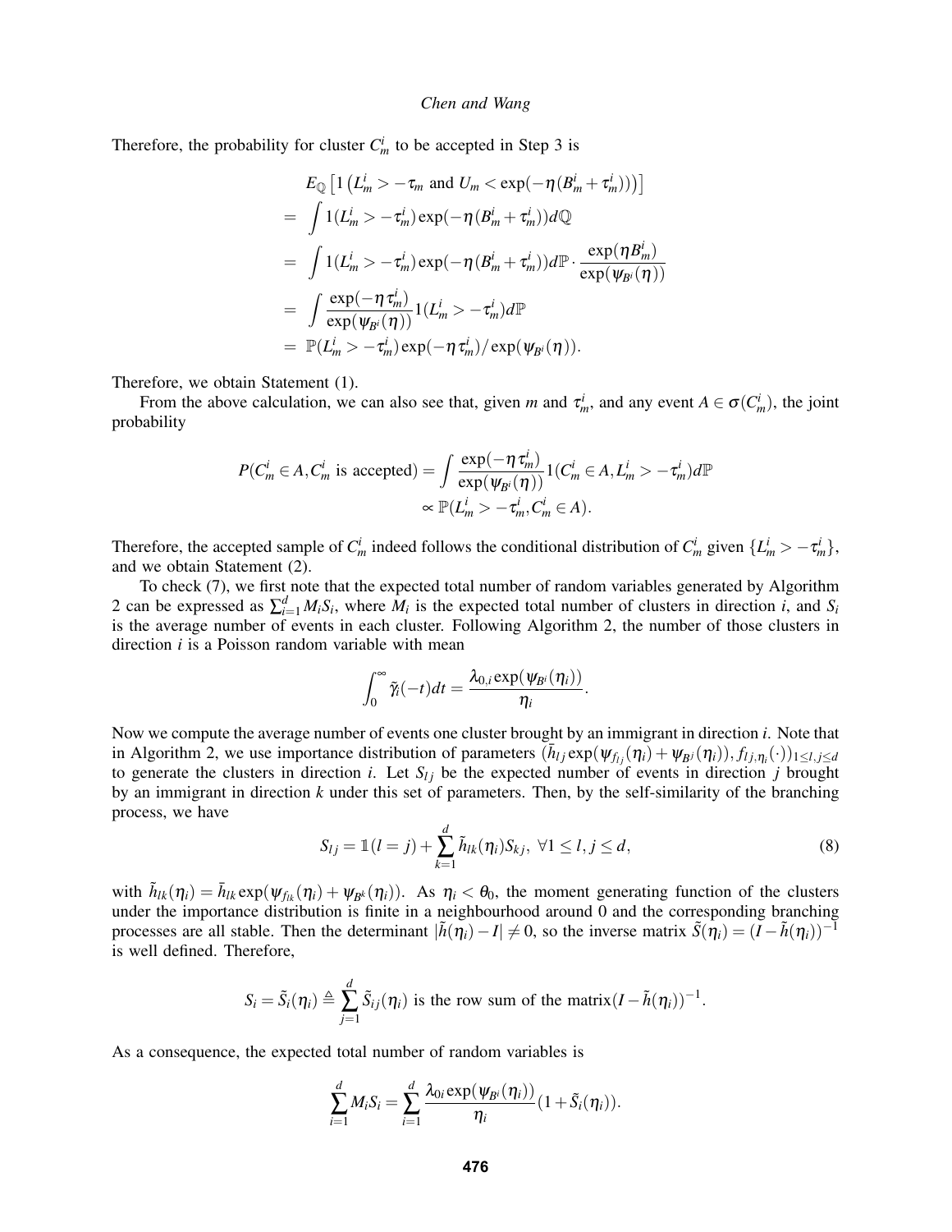Therefore, the probability for cluster $C_m^i$ to be accepted in Step 3 is

$$
\begin{aligned}
& E_{\mathbb{Q}}\left[1\left(L_m^i > -\tau_m \text{ and } U_m < \exp(-\eta(B_m^i + \tau_m^i))\right)\right] \\
= & \int 1(L_m^i > -\tau_m^i)\exp(-\eta(B_m^i + \tau_m^i))d\mathbb{Q} \\
= & \int 1(L_m^i > -\tau_m^i)\exp(-\eta(B_m^i + \tau_m^i))d\mathbb{P} \cdot \frac{\exp(\eta B_m^i)}{\exp(\psi_{B^i}(\eta))} \\
= & \int \frac{\exp(-\eta \tau_m^i)}{\exp(\psi_{B^i}(\eta))} 1(L_m^i > -\tau_m^i)d\mathbb{P} \\
= & \ \mathbb{P}(L_m^i > -\tau_m^i)\exp(-\eta \tau_m^i)/\exp(\psi_{B^i}(\eta)).
\end{aligned}
$$

Therefore, we obtain Statement (1).

From the above calculation, we can also see that, given $m$ and $\tau_m^i$, and any event $A \in \sigma(C_m^i)$, the joint probability

$$
\begin{aligned}
P(C_m^i \in A, C_m^i \text{ is accepted}) = & \int \frac{\exp(-\eta \tau_m^i)}{\exp(\psi_{B^i}(\eta))} 1(C_m^i \in A, L_m^i > -\tau_m^i)d\mathbb{P} \\
& \propto \mathbb{P}(L_m^i > -\tau_m^i, C_m^i \in A).
\end{aligned}
$$

Therefore, the accepted sample of $C_m^i$ indeed follows the conditional distribution of $C_m^i$ given $\{L_m^i > -\tau_m^i\}$, and we obtain Statement (2).

To check (7), we first note that the expected total number of random variables generated by Algorithm 2 can be expressed as $\sum_{i=1}^d M_i S_i$, where $M_i$ is the expected total number of clusters in direction $i$, and $S_i$ is the average number of events in each cluster. Following Algorithm 2, the number of those clusters in direction $i$ is a Poisson random variable with mean

$$
\int_0^\infty \tilde{\gamma}_i(-t)dt = \frac{\lambda_{0,i}\exp(\psi_{B^i}(\eta_i))}{\eta_i}.
$$

Now we compute the average number of events one cluster brought by an immigrant in direction $i$. Note that in Algorithm 2, we use importance distribution of parameters $(\bar{h}_{lj}\exp(\psi_{f_{lj}}(\eta_i) + \psi_{B^j}(\eta_i)), f_{lj,\eta_i}(\cdot))_{1 \le l,j \le d}$ to generate the clusters in direction $i$. Let $S_{lj}$ be the expected number of events in direction $j$ brought by an immigrant in direction $k$ under this set of parameters. Then, by the self-similarity of the branching process, we have

$$
S_{lj} = \mathbb{1}(l = j) + \sum_{k=1}^d \tilde{h}_{lk}(\eta_i) S_{kj}, \ \forall 1 \le l, j \le d, \tag{8}
$$

with $\tilde{h}_{lk}(\eta_i) = \bar{h}_{lk}\exp(\psi_{f_{lk}}(\eta_i) + \psi_{B^k}(\eta_i))$. As $\eta_i < \theta_0$, the moment generating function of the clusters under the importance distribution is finite in a neighbourhood around 0 and the corresponding branching processes are all stable. Then the determinant $|\tilde{h}(\eta_i) - I| \neq 0$, so the inverse matrix $\tilde{S}(\eta_i) = (I - \tilde{h}(\eta_i))^{-1}$ is well defined. Therefore,

$$
S_i = \tilde{S}_i(\eta_i) \triangleq \sum_{j=1}^d \tilde{S}_{ij}(\eta_i) \text{ is the row sum of the matrix} (I - \tilde{h}(\eta_i))^{-1}.
$$

As a consequence, the expected total number of random variables is

$$
\sum_{i=1}^d M_i S_i = \sum_{i=1}^d \frac{\lambda_{0i}\exp(\psi_{B^i}(\eta_i))}{\eta_i}(1 + \tilde{S}_i(\eta_i)).
$$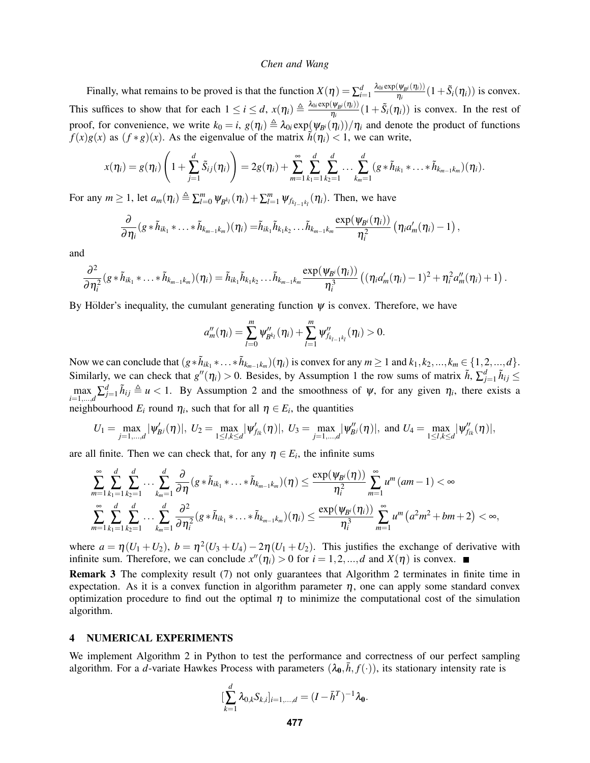Finally, what remains to be proved is that the function $X(\eta) = \sum_{i=1}^{d} \frac{\lambda_{0i}\exp(\psi_{B^i}(\eta_i))}{\eta_i}(1+\tilde{S}_i(\eta_i))$ is convex. This suffices to show that for each $1 \le i \le d$, $x(\eta_i) \triangleq \frac{\lambda_{0i}\exp(\psi_{B^i}(\eta_i))}{\eta_i}(1+\tilde{S}_i(\eta_i))$ is convex. In the rest of proof, for convenience, we write $k_0 = i$, $g(\eta_i) \triangleq \lambda_{0i}\exp(\psi_{B^i}(\eta_i))/\eta_i$ and denote the product of functions $f(x)g(x)$ as $(f*g)(x)$. As the eigenvalue of the matrix $\tilde{h}(\eta_i) < 1$, we can write,

$$
x(\eta_i) = g(\eta_i)\left(1+\sum_{j=1}^{d}\tilde{S}_{ij}(\eta_i)\right) = 2g(\eta_i) + \sum_{m=1}^{\infty}\sum_{k_1=1}^{d}\sum_{k_2=1}^{d}\dots\sum_{k_m=1}^{d}(g*\tilde{h}_{ik_1}*\dots*\tilde{h}_{k_{m-1}k_m})(\eta_i).
$$

For any $m \ge 1$, let $a_m(\eta_i) \triangleq \sum_{l=0}^{m}\psi_{B^{k_l}}(\eta_i) + \sum_{l=1}^{m}\psi_{f_{k_{l-1}k_l}}(\eta_i)$. Then, we have

$$
\frac{\partial}{\partial \eta_i}(g*\tilde{h}_{ik_1}*\dots*\tilde{h}_{k_{m-1}k_m})(\eta_i) = \tilde{h}_{ik_1}\tilde{h}_{k_1k_2}\dots\tilde{h}_{k_{m-1}k_m}\frac{\exp(\psi_{B^i}(\eta_i))}{\eta_i^2}\left(\eta_i a_m'(\eta_i)-1\right),
$$

and

$$
\frac{\partial^2}{\partial \eta_i^2}(g*\tilde{h}_{ik_1}*\dots*\tilde{h}_{k_{m-1}k_m})(\eta_i) = \tilde{h}_{ik_1}\tilde{h}_{k_1k_2}\dots\tilde{h}_{k_{m-1}k_m}\frac{\exp(\psi_{B^i}(\eta_i))}{\eta_i^3}\left((\eta_i a_m'(\eta_i)-1)^2+\eta_i^2 a_m''(\eta_i)+1\right).
$$

By Hölder's inequality, the cumulant generating function $\psi$ is convex. Therefore, we have

$$
a_m''(\eta_i) = \sum_{l=0}^{m}\psi_{B^{k_l}}''(\eta_i) + \sum_{l=1}^{m}\psi_{f_{k_{l-1}k_l}}''(\eta_i) > 0.
$$

Now we can conclude that $(g*\tilde{h}_{ik_1}*\dots*\tilde{h}_{k_{m-1}k_m})(\eta_i)$ is convex for any $m \ge 1$ and $k_1,k_2,...,k_m \in \{1,2,...,d\}$. Similarly, we can check that $g''(\eta_i) > 0$. Besides, by Assumption 1 the row sums of matrix $\tilde{h}$, $\sum_{j=1}^{d}\tilde{h}_{ij} \le \max_{i=1,...,d}\sum_{j=1}^{d}\tilde{h}_{ij} \triangleq u < 1$. By Assumption 2 and the smoothness of $\psi$, for any given $\eta_i$, there exists a neighbourhood $E_i$ round $\eta_i$, such that for all $\eta \in E_i$, the quantities

$$
U_1 = \max_{j=1,...,d}|\psi_{B^j}'(\eta)|,\ U_2 = \max_{1\le l,k\le d}|\psi_{f_{lk}}'(\eta)|,\ U_3 = \max_{j=1,...,d}|\psi_{B^j}''(\eta)|,\ \text{and}\ U_4 = \max_{1\le l,k\le d}|\psi_{f_{lk}}''(\eta)|,
$$

are all finite. Then we can check that, for any $\eta \in E_i$, the infinite sums

$$
\sum_{m=1}^{\infty}\sum_{k_1=1}^{d}\sum_{k_2=1}^{d}\dots\sum_{k_m=1}^{d}\frac{\partial}{\partial \eta}(g*\tilde{h}_{ik_1}*\dots*\tilde{h}_{k_{m-1}k_m})(\eta) \le \frac{\exp(\psi_{B^i}(\eta))}{\eta_i^2}\sum_{m=1}^{\infty}u^m(am-1) < \infty
$$

$$
\sum_{m=1}^{\infty}\sum_{k_1=1}^{d}\sum_{k_2=1}^{d}\dots\sum_{k_m=1}^{d}\frac{\partial^2}{\partial \eta_i^2}(g*\tilde{h}_{ik_1}*\dots*\tilde{h}_{k_{m-1}k_m})(\eta_i) \le \frac{\exp(\psi_{B^i}(\eta_i))}{\eta_i^3}\sum_{m=1}^{\infty}u^m\left(a^2m^2+bm+2\right) < \infty,
$$

where $a = \eta(U_1+U_2)$, $b = \eta^2(U_3+U_4) - 2\eta(U_1+U_2)$. This justifies the exchange of derivative with infinite sum. Therefore, we can conclude $x''(\eta_i) > 0$ for $i = 1,2,...,d$ and $X(\eta)$ is convex. ■

**Remark 3** The complexity result (7) not only guarantees that Algorithm 2 terminates in finite time in expectation. As it is a convex function in algorithm parameter $\eta$, one can apply some standard convex optimization procedure to find out the optimal $\eta$ to minimize the computational cost of the simulation algorithm.

## 4 NUMERICAL EXPERIMENTS

We implement Algorithm 2 in Python to test the performance and correctness of our perfect sampling algorithm. For a $d$-variate Hawkes Process with parameters $(\lambda_0, \bar{h}, f(\cdot))$, its stationary intensity rate is

$$
[\sum_{k=1}^{d}\lambda_{0,k}S_{k,i}]_{i=1,...,d} = (I-\bar{h}^T)^{-1}\lambda_0.
$$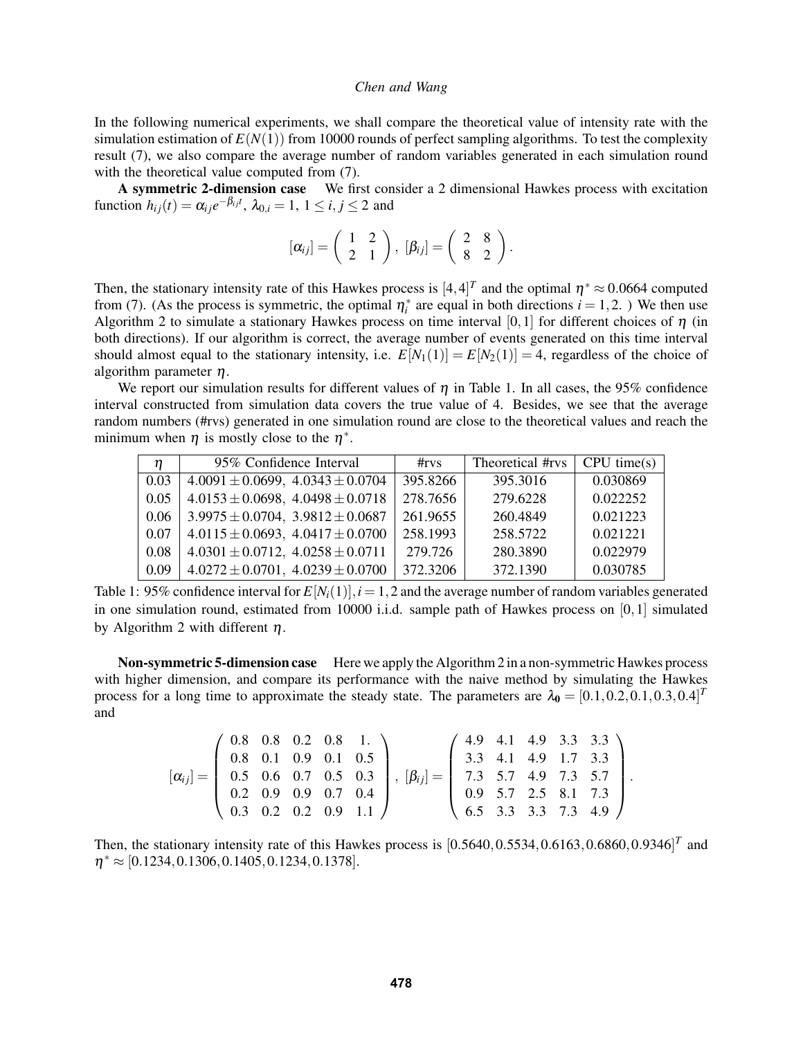In the following numerical experiments, we shall compare the theoretical value of intensity rate with the simulation estimation of $E(N(1))$ from 10000 rounds of perfect sampling algorithms. To test the complexity result (7), we also compare the average number of random variables generated in each simulation round with the theoretical value computed from (7).

**A symmetric 2-dimension case** We first consider a 2 dimensional Hawkes process with excitation function $h_{ij}(t) = \alpha_{ij} e^{-\beta_{ij} t}$, $\lambda_{0,i} = 1$, $1 \leq i, j \leq 2$ and

$$[\alpha_{ij}] = \begin{pmatrix} 1 & 2 \\ 2 & 1 \end{pmatrix}, \ [\beta_{ij}] = \begin{pmatrix} 2 & 8 \\ 8 & 2 \end{pmatrix}.$$

Then, the stationary intensity rate of this Hawkes process is $[4,4]^T$ and the optimal $\eta^* \approx 0.0664$ computed from (7). (As the process is symmetric, the optimal $\eta_i^*$ are equal in both directions $i = 1, 2$. ) We then use Algorithm 2 to simulate a stationary Hawkes process on time interval $[0,1]$ for different choices of $\eta$ (in both directions). If our algorithm is correct, the average number of events generated on this time interval should almost equal to the stationary intensity, i.e. $E[N_1(1)] = E[N_2(1)] = 4$, regardless of the choice of algorithm parameter $\eta$.

We report our simulation results for different values of $\eta$ in Table 1. In all cases, the 95% confidence interval constructed from simulation data covers the true value of 4. Besides, we see that the average random numbers (#rvs) generated in one simulation round are close to the theoretical values and reach the minimum when $\eta$ is mostly close to the $\eta^*$.

| $\eta$ | 95% Confidence Interval | #rvs | Theoretical #rvs | CPU time(s) |
|---|---|---|---|---|
| 0.03 | $4.0091 \pm 0.0699$, $4.0343 \pm 0.0704$ | 395.8266 | 395.3016 | 0.030869 |
| 0.05 | $4.0153 \pm 0.0698$, $4.0498 \pm 0.0718$ | 278.7656 | 279.6228 | 0.022252 |
| 0.06 | $3.9975 \pm 0.0704$, $3.9812 \pm 0.0687$ | 261.9655 | 260.4849 | 0.021223 |
| 0.07 | $4.0115 \pm 0.0693$, $4.0417 \pm 0.0700$ | 258.1993 | 258.5722 | 0.021221 |
| 0.08 | $4.0301 \pm 0.0712$, $4.0258 \pm 0.0711$ | 279.726 | 280.3890 | 0.022979 |
| 0.09 | $4.0272 \pm 0.0701$, $4.0239 \pm 0.0700$ | 372.3206 | 372.1390 | 0.030785 |

Table 1: 95% confidence interval for $E[N_i(1)], i = 1,2$ and the average number of random variables generated in one simulation round, estimated from 10000 i.i.d. sample path of Hawkes process on $[0,1]$ simulated by Algorithm 2 with different $\eta$.

**Non-symmetric 5-dimension case** Here we apply the Algorithm 2 in a non-symmetric Hawkes process with higher dimension, and compare its performance with the naive method by simulating the Hawkes process for a long time to approximate the steady state. The parameters are $\lambda_0 = [0.1, 0.2, 0.1, 0.3, 0.4]^T$ and

$$[\alpha_{ij}] = \begin{pmatrix} 0.8 & 0.8 & 0.2 & 0.8 & 1. \\ 0.8 & 0.1 & 0.9 & 0.1 & 0.5 \\ 0.5 & 0.6 & 0.7 & 0.5 & 0.3 \\ 0.2 & 0.9 & 0.9 & 0.7 & 0.4 \\ 0.3 & 0.2 & 0.2 & 0.9 & 1.1 \end{pmatrix}, \ [\beta_{ij}] = \begin{pmatrix} 4.9 & 4.1 & 4.9 & 3.3 & 3.3 \\ 3.3 & 4.1 & 4.9 & 1.7 & 3.3 \\ 7.3 & 5.7 & 4.9 & 7.3 & 5.7 \\ 0.9 & 5.7 & 2.5 & 8.1 & 7.3 \\ 6.5 & 3.3 & 3.3 & 7.3 & 4.9 \end{pmatrix}.$$

Then, the stationary intensity rate of this Hawkes process is $[0.5640, 0.5534, 0.6163, 0.6860, 0.9346]^T$ and $\eta^* \approx [0.1234, 0.1306, 0.1405, 0.1234, 0.1378]$.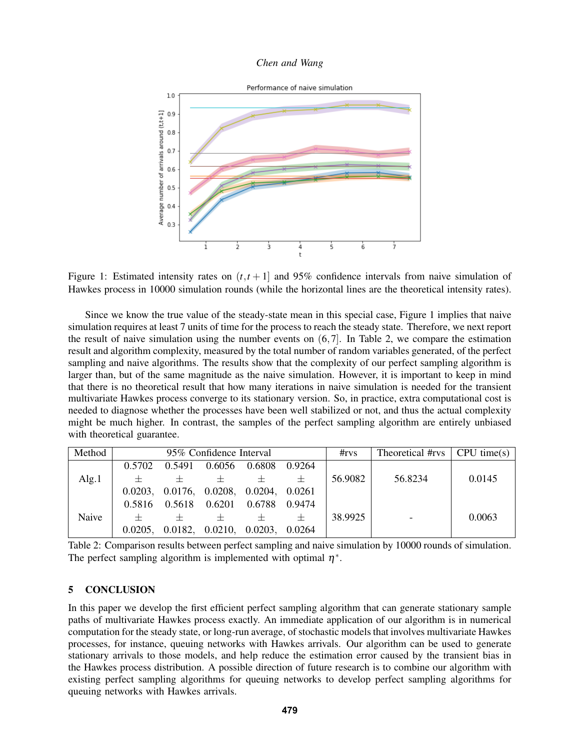Figure 1: Estimated intensity rates on $(t,t+1]$ and 95% confidence intervals from naive simulation of Hawkes process in 10000 simulation rounds (while the horizontal lines are the theoretical intensity rates).

Since we know the true value of the steady-state mean in this special case, Figure 1 implies that naive simulation requires at least 7 units of time for the process to reach the steady state. Therefore, we next report the result of naive simulation using the number events on $(6,7]$. In Table 2, we compare the estimation result and algorithm complexity, measured by the total number of random variables generated, of the perfect sampling and naive algorithms. The results show that the complexity of our perfect sampling algorithm is larger than, but of the same magnitude as the naive simulation. However, it is important to keep in mind that there is no theoretical result that how many iterations in naive simulation is needed for the transient multivariate Hawkes process converge to its stationary version. So, in practice, extra computational cost is needed to diagnose whether the processes have been well stabilized or not, and thus the actual complexity might be much higher. In contrast, the samples of the perfect sampling algorithm are entirely unbiased with theoretical guarantee.

| Method | 95% Confidence Interval | | | | | #rvs | Theoretical #rvs | CPU time(s) |
|---|---|---|---|---|---|---|---|---|
| Alg.1 | 0.5702 $\pm$ 0.0203, | 0.5491 $\pm$ 0.0176, | 0.6056 $\pm$ 0.0208, | 0.6808 $\pm$ 0.0204, | 0.9264 $\pm$ 0.0261 | 56.9082 | 56.8234 | 0.0145 |
| Naive | 0.5816 $\pm$ 0.0205, | 0.5618 $\pm$ 0.0182, | 0.6201 $\pm$ 0.0210, | 0.6788 $\pm$ 0.0203, | 0.9474 $\pm$ 0.0264 | 38.9925 | - | 0.0063 |

Table 2: Comparison results between perfect sampling and naive simulation by 10000 rounds of simulation. The perfect sampling algorithm is implemented with optimal $\eta^*$.

## 5 CONCLUSION

In this paper we develop the first efficient perfect sampling algorithm that can generate stationary sample paths of multivariate Hawkes process exactly. An immediate application of our algorithm is in numerical computation for the steady state, or long-run average, of stochastic models that involves multivariate Hawkes processes, for instance, queuing networks with Hawkes arrivals. Our algorithm can be used to generate stationary arrivals to those models, and help reduce the estimation error caused by the transient bias in the Hawkes process distribution. A possible direction of future research is to combine our algorithm with existing perfect sampling algorithms for queuing networks to develop perfect sampling algorithms for queuing networks with Hawkes arrivals.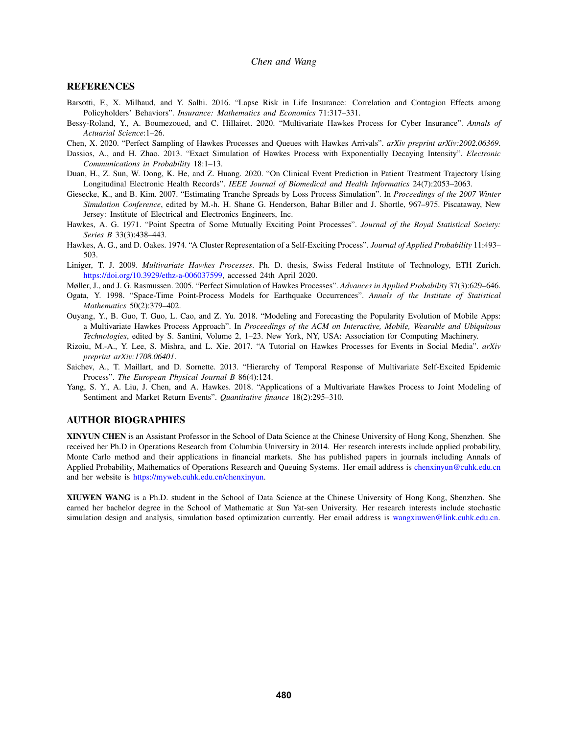## REFERENCES

Barsotti, F., X. Milhaud, and Y. Salhi. 2016. "Lapse Risk in Life Insurance: Correlation and Contagion Effects among Policyholders' Behaviors". *Insurance: Mathematics and Economics* 71:317–331.

Bessy-Roland, Y., A. Boumezoued, and C. Hillairet. 2020. "Multivariate Hawkes Process for Cyber Insurance". *Annals of Actuarial Science*:1–26.

Chen, X. 2020. "Perfect Sampling of Hawkes Processes and Queues with Hawkes Arrivals". *arXiv preprint arXiv:2002.06369*.

Dassios, A., and H. Zhao. 2013. "Exact Simulation of Hawkes Process with Exponentially Decaying Intensity". *Electronic Communications in Probability* 18:1–13.

Duan, H., Z. Sun, W. Dong, K. He, and Z. Huang. 2020. "On Clinical Event Prediction in Patient Treatment Trajectory Using Longitudinal Electronic Health Records". *IEEE Journal of Biomedical and Health Informatics* 24(7):2053–2063.

Giesecke, K., and B. Kim. 2007. "Estimating Tranche Spreads by Loss Process Simulation". In *Proceedings of the 2007 Winter Simulation Conference*, edited by M.-h. H. Shane G. Henderson, Bahar Biller and J. Shortle, 967–975. Piscataway, New Jersey: Institute of Electrical and Electronics Engineers, Inc.

Hawkes, A. G. 1971. "Point Spectra of Some Mutually Exciting Point Processes". *Journal of the Royal Statistical Society: Series B* 33(3):438–443.

Hawkes, A. G., and D. Oakes. 1974. "A Cluster Representation of a Self-Exciting Process". *Journal of Applied Probability* 11:493–503.

Liniger, T. J. 2009. *Multivariate Hawkes Processes*. Ph. D. thesis, Swiss Federal Institute of Technology, ETH Zurich. https://doi.org/10.3929/ethz-a-006037599, accessed 24th April 2020.

Møller, J., and J. G. Rasmussen. 2005. "Perfect Simulation of Hawkes Processes". *Advances in Applied Probability* 37(3):629–646.

Ogata, Y. 1998. "Space-Time Point-Process Models for Earthquake Occurrences". *Annals of the Institute of Statistical Mathematics* 50(2):379–402.

Ouyang, Y., B. Guo, T. Guo, L. Cao, and Z. Yu. 2018. "Modeling and Forecasting the Popularity Evolution of Mobile Apps: a Multivariate Hawkes Process Approach". In *Proceedings of the ACM on Interactive, Mobile, Wearable and Ubiquitous Technologies*, edited by S. Santini, Volume 2, 1–23. New York, NY, USA: Association for Computing Machinery.

Rizoiu, M.-A., Y. Lee, S. Mishra, and L. Xie. 2017. "A Tutorial on Hawkes Processes for Events in Social Media". *arXiv preprint arXiv:1708.06401*.

Saichev, A., T. Maillart, and D. Sornette. 2013. "Hierarchy of Temporal Response of Multivariate Self-Excited Epidemic Process". *The European Physical Journal B* 86(4):124.

Yang, S. Y., A. Liu, J. Chen, and A. Hawkes. 2018. "Applications of a Multivariate Hawkes Process to Joint Modeling of Sentiment and Market Return Events". *Quantitative finance* 18(2):295–310.

## AUTHOR BIOGRAPHIES

**XINYUN CHEN** is an Assistant Professor in the School of Data Science at the Chinese University of Hong Kong, Shenzhen. She received her Ph.D in Operations Research from Columbia University in 2014. Her research interests include applied probability, Monte Carlo method and their applications in financial markets. She has published papers in journals including Annals of Applied Probability, Mathematics of Operations Research and Queuing Systems. Her email address is chenxinyun@cuhk.edu.cn and her website is https://myweb.cuhk.edu.cn/chenxinyun.

**XIUWEN WANG** is a Ph.D. student in the School of Data Science at the Chinese University of Hong Kong, Shenzhen. She earned her bachelor degree in the School of Mathematic at Sun Yat-sen University. Her research interests include stochastic simulation design and analysis, simulation based optimization currently. Her email address is wangxiuwen@link.cuhk.edu.cn.